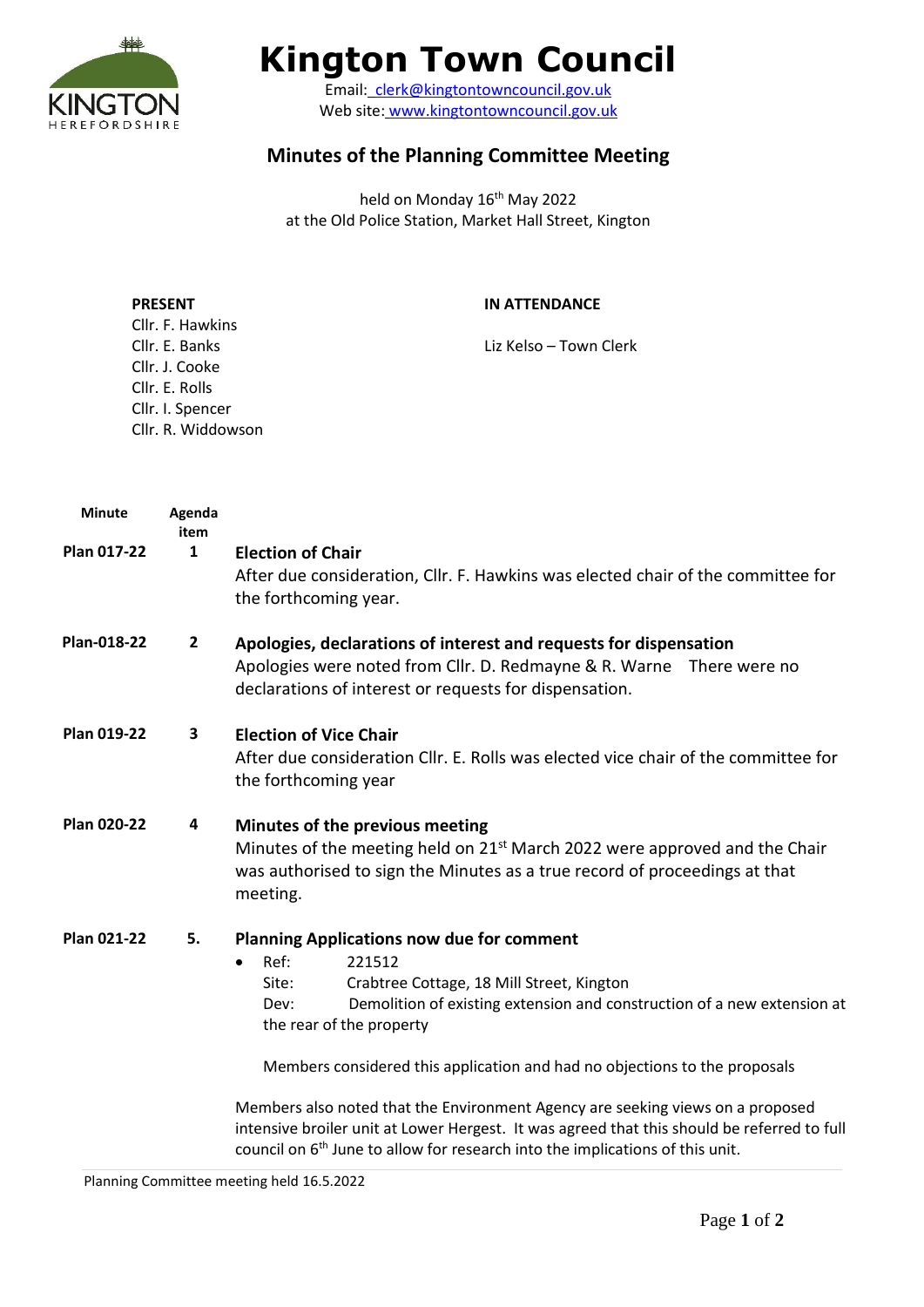# Kington Town Council

Email: clerk@kingtontowncouncil.gov.uk
Web site: www.kingtontowncouncil.gov.uk

## Minutes of the Planning Committee Meeting

held on Monday 16th May 2022
at the Old Police Station, Market Hall Street, Kington

**PRESENT**

Cllr. F. Hawkins
Cllr. E. Banks
Cllr. J. Cooke
Cllr. E. Rolls
Cllr. I. Spencer
Cllr. R. Widdowson

**IN ATTENDANCE**

Liz Kelso – Town Clerk

| Minute | Agenda item | |
|---|---|---|
| **Plan 017-22** | **1** | **Election of Chair**<br>After due consideration, Cllr. F. Hawkins was elected chair of the committee for the forthcoming year. |
| **Plan-018-22** | **2** | **Apologies, declarations of interest and requests for dispensation**<br>Apologies were noted from Cllr. D. Redmayne & R. Warne There were no declarations of interest or requests for dispensation. |
| **Plan 019-22** | **3** | **Election of Vice Chair**<br>After due consideration Cllr. E. Rolls was elected vice chair of the committee for the forthcoming year |
| **Plan 020-22** | **4** | **Minutes of the previous meeting**<br>Minutes of the meeting held on 21st March 2022 were approved and the Chair was authorised to sign the Minutes as a true record of proceedings at that meeting. |
| **Plan 021-22** | **5.** | **Planning Applications now due for comment**<br>• Ref: 221512<br>Site: Crabtree Cottage, 18 Mill Street, Kington<br>Dev: Demolition of existing extension and construction of a new extension at the rear of the property<br><br>Members considered this application and had no objections to the proposals<br><br>Members also noted that the Environment Agency are seeking views on a proposed intensive broiler unit at Lower Hergest. It was agreed that this should be referred to full council on 6th June to allow for research into the implications of this unit. |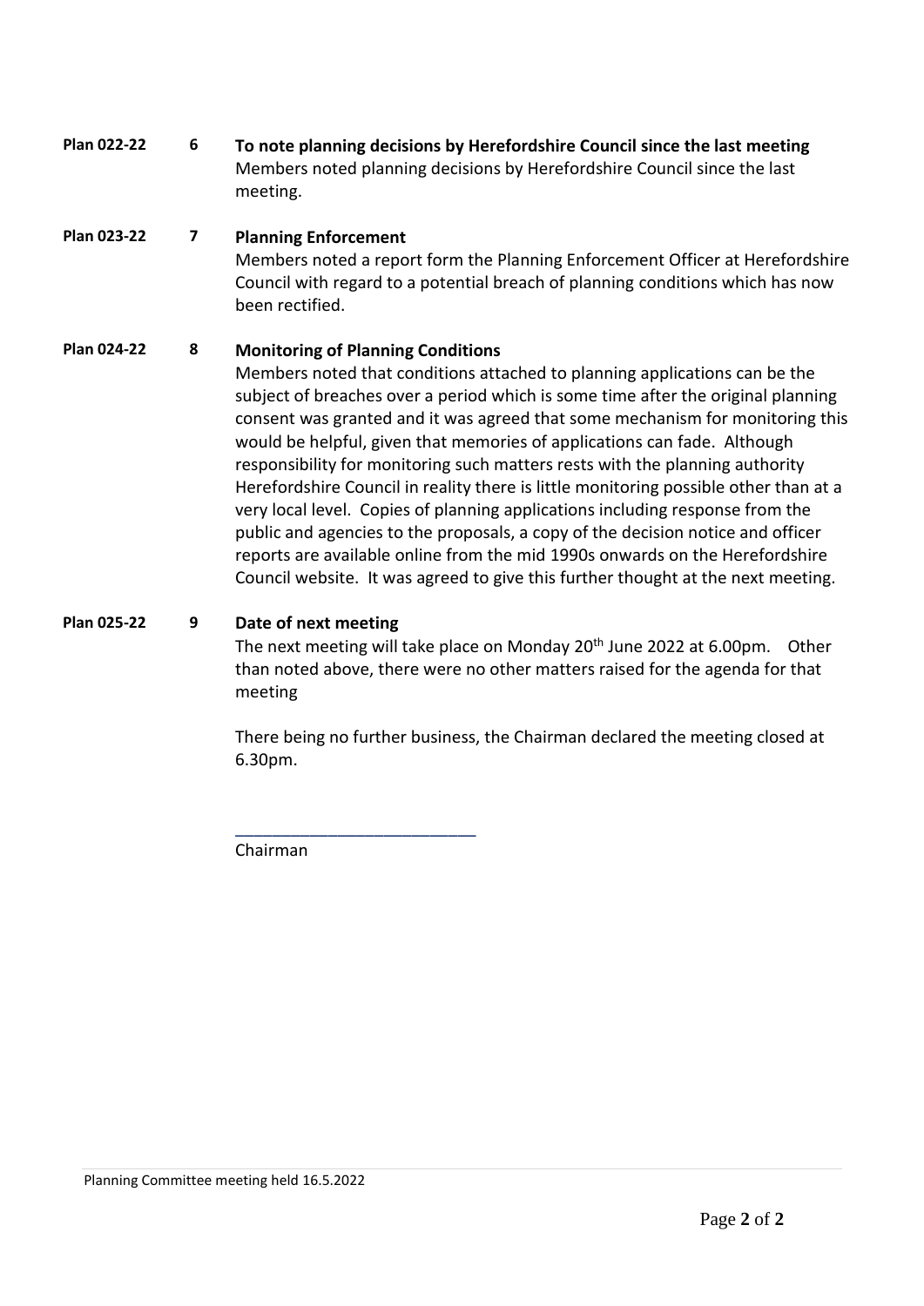**Plan 022-22** **6** **To note planning decisions by Herefordshire Council since the last meeting**

Members noted planning decisions by Herefordshire Council since the last meeting.

**Plan 023-22** **7** **Planning Enforcement**

Members noted a report form the Planning Enforcement Officer at Herefordshire Council with regard to a potential breach of planning conditions which has now been rectified.

**Plan 024-22** **8** **Monitoring of Planning Conditions**

Members noted that conditions attached to planning applications can be the subject of breaches over a period which is some time after the original planning consent was granted and it was agreed that some mechanism for monitoring this would be helpful, given that memories of applications can fade. Although responsibility for monitoring such matters rests with the planning authority Herefordshire Council in reality there is little monitoring possible other than at a very local level. Copies of planning applications including response from the public and agencies to the proposals, a copy of the decision notice and officer reports are available online from the mid 1990s onwards on the Herefordshire Council website. It was agreed to give this further thought at the next meeting.

**Plan 025-22** **9** **Date of next meeting**

The next meeting will take place on Monday 20th June 2022 at 6.00pm. Other than noted above, there were no other matters raised for the agenda for that meeting

There being no further business, the Chairman declared the meeting closed at 6.30pm.

\_\_\_\_\_\_\_\_\_\_\_\_\_\_\_\_\_\_\_\_\_\_\_\_\_\_

Chairman

Planning Committee meeting held 16.5.2022